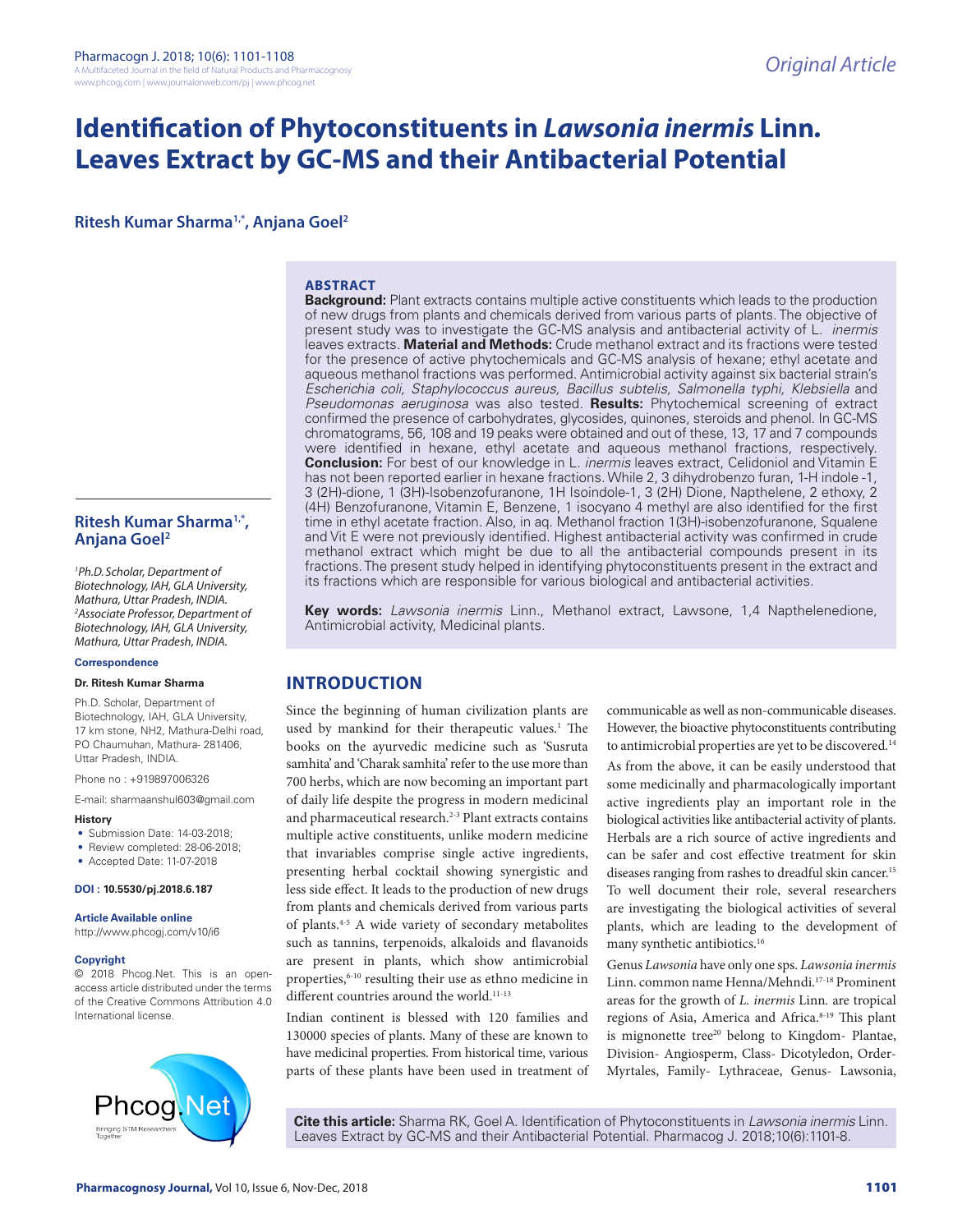Original Article

# Identification of Phytoconstituents in *Lawsonia inermis* Linn. Leaves Extract by GC-MS and their Antibacterial Potential

**Ritesh Kumar Sharma[1,*], Anjana Goel[2]**

## ABSTRACT

**Background:** Plant extracts contains multiple active constituents which leads to the production of new drugs from plants and chemicals derived from various parts of plants. The objective of present study was to investigate the GC-MS analysis and antibacterial activity of L. *inermis* leaves extracts. **Material and Methods:** Crude methanol extract and its fractions were tested for the presence of active phytochemicals and GC-MS analysis of hexane; ethyl acetate and aqueous methanol fractions was performed. Antimicrobial activity against six bacterial strain's *Escherichia coli, Staphylococcus aureus, Bacillus subtelis, Salmonella typhi, Klebsiella* and *Pseudomonas aeruginosa* was also tested. **Results:** Phytochemical screening of extract confirmed the presence of carbohydrates, glycosides, quinones, steroids and phenol. In GC-MS chromatograms, 56, 108 and 19 peaks were obtained and out of these, 13, 17 and 7 compounds were identified in hexane, ethyl acetate and aqueous methanol fractions, respectively. **Conclusion:** For best of our knowledge in L. *inermis* leaves extract, Celidoniol and Vitamin E has not been reported earlier in hexane fractions. While 2, 3 dihydrobenzo furan, 1-H indole -1, 3 (2H)-dione, 1 (3H)-Isobenzofuranone, 1H Isoindole-1, 3 (2H) Dione, Napthelene, 2 ethoxy, 2 (4H) Benzofuranone, Vitamin E, Benzene, 1 isocyano 4 methyl are also identified for the first time in ethyl acetate fraction. Also, in aq. Methanol fraction 1(3H)-isobenzofuranone, Squalene and Vit E were not previously identified. Highest antibacterial activity was confirmed in crude methanol extract which might be due to all the antibacterial compounds present in its fractions. The present study helped in identifying phytoconstituents present in the extract and its fractions which are responsible for various biological and antibacterial activities.

**Key words:** *Lawsonia inermis* Linn., Methanol extract, Lawsone, 1,4 Napthelenedione, Antimicrobial activity, Medicinal plants.

**Ritesh Kumar Sharma[1,*], Anjana Goel[2]**

*[1]Ph.D. Scholar, Department of Biotechnology, IAH, GLA University, Mathura, Uttar Pradesh, INDIA.*
*[2]Associate Professor, Department of Biotechnology, IAH, GLA University, Mathura, Uttar Pradesh, INDIA.*

**Correspondence**

**Dr. Ritesh Kumar Sharma**

Ph.D. Scholar, Department of Biotechnology, IAH, GLA University, 17 km stone, NH2, Mathura-Delhi road, PO Chaumuhan, Mathura- 281406, Uttar Pradesh, INDIA.

Phone no : +919897006326

E-mail: sharmaanshul603@gmail.com

**History**

- Submission Date: 14-03-2018;
- Review completed: 28-06-2018;
- Accepted Date: 11-07-2018

**DOI : 10.5530/pj.2018.6.187**

**Article Available online**

http://www.phcogj.com/v10/i6

**Copyright**

© 2018 Phcog.Net. This is an open-access article distributed under the terms of the Creative Commons Attribution 4.0 International license.

## INTRODUCTION

Since the beginning of human civilization plants are used by mankind for their therapeutic values.[1] The books on the ayurvedic medicine such as 'Susruta samhita' and 'Charak samhita' refer to the use more than 700 herbs, which are now becoming an important part of daily life despite the progress in modern medicinal and pharmaceutical research.[2-3] Plant extracts contains multiple active constituents, unlike modern medicine that invariables comprise single active ingredients, presenting herbal cocktail showing synergistic and less side effect. It leads to the production of new drugs from plants and chemicals derived from various parts of plants.[4-5] A wide variety of secondary metabolites such as tannins, terpenoids, alkaloids and flavanoids are present in plants, which show antimicrobial properties,[6-10] resulting their use as ethno medicine in different countries around the world.[11-13]

Indian continent is blessed with 120 families and 130000 species of plants. Many of these are known to have medicinal properties. From historical time, various parts of these plants have been used in treatment of communicable as well as non-communicable diseases. However, the bioactive phytoconstituents contributing to antimicrobial properties are yet to be discovered.[14]

As from the above, it can be easily understood that some medicinally and pharmacologically important active ingredients play an important role in the biological activities like antibacterial activity of plants. Herbals are a rich source of active ingredients and can be safer and cost effective treatment for skin diseases ranging from rashes to dreadful skin cancer.[15] To well document their role, several researchers are investigating the biological activities of several plants, which are leading to the development of many synthetic antibiotics.[16]

Genus *Lawsonia* have only one sps. *Lawsonia inermis* Linn. common name Henna/Mehndi.[17-18] Prominent areas for the growth of *L. inermis* Linn. are tropical regions of Asia, America and Africa.[8-19] This plant is mignonette tree[20] belong to Kingdom- Plantae, Division- Angiosperm, Class- Dicotyledon, Order- Myrtales, Family- Lythraceae, Genus- Lawsonia,

**Cite this article:** Sharma RK, Goel A. Identification of Phytoconstituents in *Lawsonia inermis* Linn. Leaves Extract by GC-MS and their Antibacterial Potential. Pharmacog J. 2018;10(6):1101-8.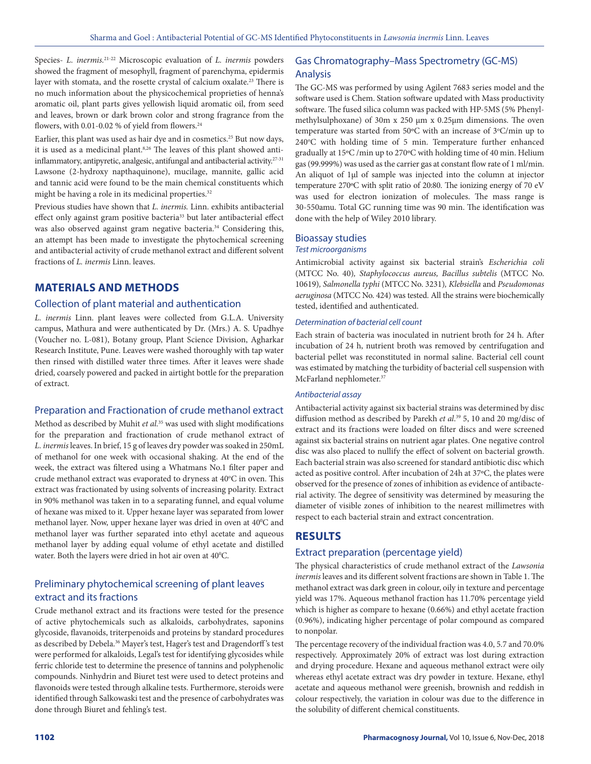Species- *L. inermis*.[21-22] Microscopic evaluation of *L. inermis* powders showed the fragment of mesophyll, fragment of parenchyma, epidermis layer with stomata, and the rosette crystal of calcium oxalate.[23] There is no much information about the physicochemical proprieties of henna's aromatic oil, plant parts gives yellowish liquid aromatic oil, from seed and leaves, brown or dark brown color and strong fragrance from the flowers, with 0.01-0.02 % of yield from flowers.[24]

Earlier, this plant was used as hair dye and in cosmetics.[25] But now days, it is used as a medicinal plant.[8,26] The leaves of this plant showed anti-inflammatory, antipyretic, analgesic, antifungal and antibacterial activity.[27-31] Lawsone (2-hydroxy napthaquinone), mucilage, mannite, gallic acid and tannic acid were found to be the main chemical constituents which might be having a role in its medicinal properties.[32]

Previous studies have shown that *L. inermis*. Linn. exhibits antibacterial effect only against gram positive bacteria[33] but later antibacterial effect was also observed against gram negative bacteria.[34] Considering this, an attempt has been made to investigate the phytochemical screening and antibacterial activity of crude methanol extract and different solvent fractions of *L. inermis* Linn. leaves.

## MATERIALS AND METHODS

### Collection of plant material and authentication

*L. inermis* Linn. plant leaves were collected from G.L.A. University campus, Mathura and were authenticated by Dr. (Mrs.) A. S. Upadhye (Voucher no. L-081), Botany group, Plant Science Division, Agharkar Research Institute, Pune. Leaves were washed thoroughly with tap water then rinsed with distilled water three times. After it leaves were shade dried, coarsely powered and packed in airtight bottle for the preparation of extract.

### Preparation and Fractionation of crude methanol extract

Method as described by Muhit *et al.*[35] was used with slight modifications for the preparation and fractionation of crude methanol extract of *L. inermis* leaves. In brief, 15 g of leaves dry powder was soaked in 250mL of methanol for one week with occasional shaking. At the end of the week, the extract was filtered using a Whatmans No.1 filter paper and crude methanol extract was evaporated to dryness at 40ºC in oven. This extract was fractionated by using solvents of increasing polarity. Extract in 90% methanol was taken in to a separating funnel, and equal volume of hexane was mixed to it. Upper hexane layer was separated from lower methanol layer. Now, upper hexane layer was dried in oven at 40ºC and methanol layer was further separated into ethyl acetate and aqueous methanol layer by adding equal volume of ethyl acetate and distilled water. Both the layers were dried in hot air oven at 40ºC.

### Preliminary phytochemical screening of plant leaves extract and its fractions

Crude methanol extract and its fractions were tested for the presence of active phytochemicals such as alkaloids, carbohydrates, saponins glycoside, flavanoids, triterpenoids and proteins by standard procedures as described by Debela.[36] Mayer's test, Hager's test and Dragendorff's test were performed for alkaloids, Legal's test for identifying glycosides while ferric chloride test to determine the presence of tannins and polyphenolic compounds. Ninhydrin and Biuret test were used to detect proteins and flavonoids were tested through alkaline tests. Furthermore, steroids were identified through Salkowaski test and the presence of carbohydrates was done through Biuret and fehling's test.

### Gas Chromatography–Mass Spectrometry (GC-MS) Analysis

The GC-MS was performed by using Agilent 7683 series model and the software used is Chem. Station software updated with Mass productivity software. The fused silica column was packed with HP-5MS (5% Phenyl-methylsulphoxane) of 30m x 250 µm x 0.25µm dimensions. The oven temperature was started from 50ºC with an increase of 3ºC/min up to 240ºC with holding time of 5 min. Temperature further enhanced gradually at 15ºC /min up to 270ºC with holding time of 40 min. Helium gas (99.999%) was used as the carrier gas at constant flow rate of 1 ml/min. An aliquot of 1µl of sample was injected into the column at injector temperature 270ºC with split ratio of 20:80. The ionizing energy of 70 eV was used for electron ionization of molecules. The mass range is 30-550amu. Total GC running time was 90 min. The identification was done with the help of Wiley 2010 library.

### Bioassay studies

#### *Test microorganisms*

Antimicrobial activity against six bacterial strain's *Escherichia coli* (MTCC No. 40)*, Staphylococcus aureus, Bacillus subtelis* (MTCC No. 10619)*, Salmonella typhi* (MTCC No. 3231)*, Klebsiella* and *Pseudomonas aeruginosa* (MTCC No. 424) was tested. All the strains were biochemically tested, identified and authenticated.

#### *Determination of bacterial cell count*

Each strain of bacteria was inoculated in nutrient broth for 24 h. After incubation of 24 h, nutrient broth was removed by centrifugation and bacterial pellet was reconstituted in normal saline. Bacterial cell count was estimated by matching the turbidity of bacterial cell suspension with McFarland nephlometer.[37]

#### *Antibacterial assay*

Antibacterial activity against six bacterial strains was determined by disc diffusion method as described by Parekh *et al.*[39] 5, 10 and 20 mg/disc of extract and its fractions were loaded on filter discs and were screened against six bacterial strains on nutrient agar plates. One negative control disc was also placed to nullify the effect of solvent on bacterial growth. Each bacterial strain was also screened for standard antibiotic disc which acted as positive control. After incubation of 24h at 37ºC, the plates were observed for the presence of zones of inhibition as evidence of antibacterial activity. The degree of sensitivity was determined by measuring the diameter of visible zones of inhibition to the nearest millimetres with respect to each bacterial strain and extract concentration.

## RESULTS

### Extract preparation (percentage yield)

The physical characteristics of crude methanol extract of the *Lawsonia inermis* leaves and its different solvent fractions are shown in Table 1. The methanol extract was dark green in colour, oily in texture and percentage yield was 17%. Aqueous methanol fraction has 11.70% percentage yield which is higher as compare to hexane (0.66%) and ethyl acetate fraction (0.96%), indicating higher percentage of polar compound as compared to nonpolar.

The percentage recovery of the individual fraction was 4.0, 5.7 and 70.0% respectively. Approximately 20% of extract was lost during extraction and drying procedure. Hexane and aqueous methanol extract were oily whereas ethyl acetate extract was dry powder in texture. Hexane, ethyl acetate and aqueous methanol were greenish, brownish and reddish in colour respectively, the variation in colour was due to the difference in the solubility of different chemical constituents.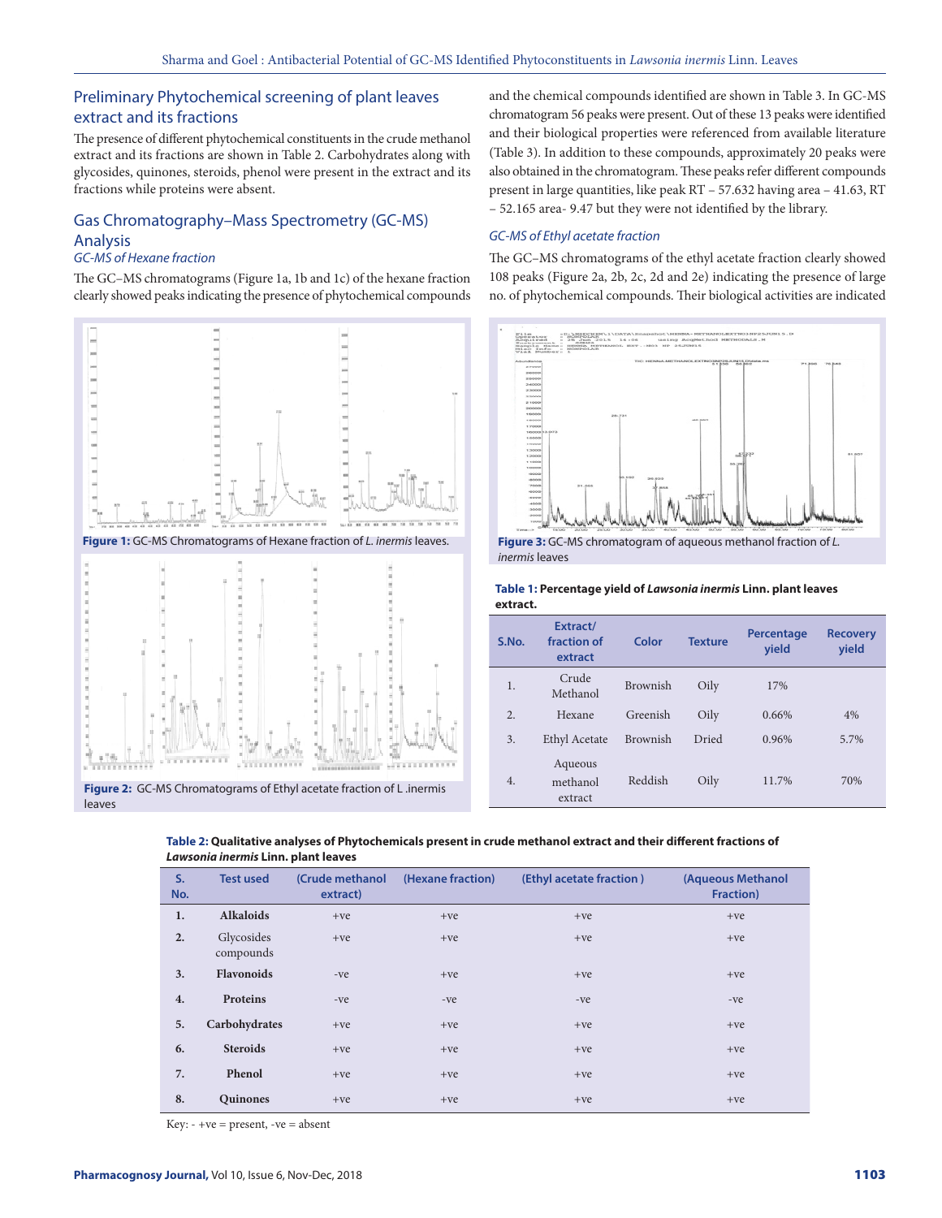## Preliminary Phytochemical screening of plant leaves extract and its fractions

The presence of different phytochemical constituents in the crude methanol extract and its fractions are shown in Table 2. Carbohydrates along with glycosides, quinones, steroids, phenol were present in the extract and its fractions while proteins were absent.

## Gas Chromatography–Mass Spectrometry (GC-MS) Analysis

### *GC-MS of Hexane fraction*

The GC–MS chromatograms (Figure 1a, 1b and 1c) of the hexane fraction clearly showed peaks indicating the presence of phytochemical compounds and the chemical compounds identified are shown in Table 3. In GC-MS chromatogram 56 peaks were present. Out of these 13 peaks were identified and their biological properties were referenced from available literature (Table 3). In addition to these compounds, approximately 20 peaks were also obtained in the chromatogram. These peaks refer different compounds present in large quantities, like peak RT – 57.632 having area – 41.63, RT – 52.165 area- 9.47 but they were not identified by the library.

### *GC-MS of Ethyl acetate fraction*

The GC–MS chromatograms of the ethyl acetate fraction clearly showed 108 peaks (Figure 2a, 2b, 2c, 2d and 2e) indicating the presence of large no. of phytochemical compounds. Their biological activities are indicated

**Figure 1:** GC-MS Chromatograms of Hexane fraction of *L. inermis* leaves.

**Figure 2:** GC-MS Chromatograms of Ethyl acetate fraction of L .inermis leaves

**Figure 3:** GC-MS chromatogram of aqueous methanol fraction of *L. inermis* leaves

**Table 1: Percentage yield of *Lawsonia inermis* Linn. plant leaves extract.**

| S.No. | Extract/ fraction of extract | Color | Texture | Percentage yield | Recovery yield |
|---|---|---|---|---|---|
| 1. | Crude Methanol | Brownish | Oily | 17% | |
| 2. | Hexane | Greenish | Oily | 0.66% | 4% |
| 3. | Ethyl Acetate | Brownish | Dried | 0.96% | 5.7% |
| 4. | Aqueous methanol extract | Reddish | Oily | 11.7% | 70% |

**Table 2: Qualitative analyses of Phytochemicals present in crude methanol extract and their different fractions of *Lawsonia inermis* Linn. plant leaves**

| S. No. | Test used | (Crude methanol extract) | (Hexane fraction) | (Ethyl acetate fraction ) | (Aqueous Methanol Fraction) |
|---|---|---|---|---|---|
| **1.** | **Alkaloids** | +ve | +ve | +ve | +ve |
| **2.** | Glycosides compounds | +ve | +ve | +ve | +ve |
| **3.** | **Flavonoids** | -ve | +ve | +ve | +ve |
| **4.** | **Proteins** | -ve | -ve | -ve | -ve |
| **5.** | **Carbohydrates** | +ve | +ve | +ve | +ve |
| **6.** | **Steroids** | +ve | +ve | +ve | +ve |
| **7.** | **Phenol** | +ve | +ve | +ve | +ve |
| **8.** | **Quinones** | +ve | +ve | +ve | +ve |

Key: - +ve = present, -ve = absent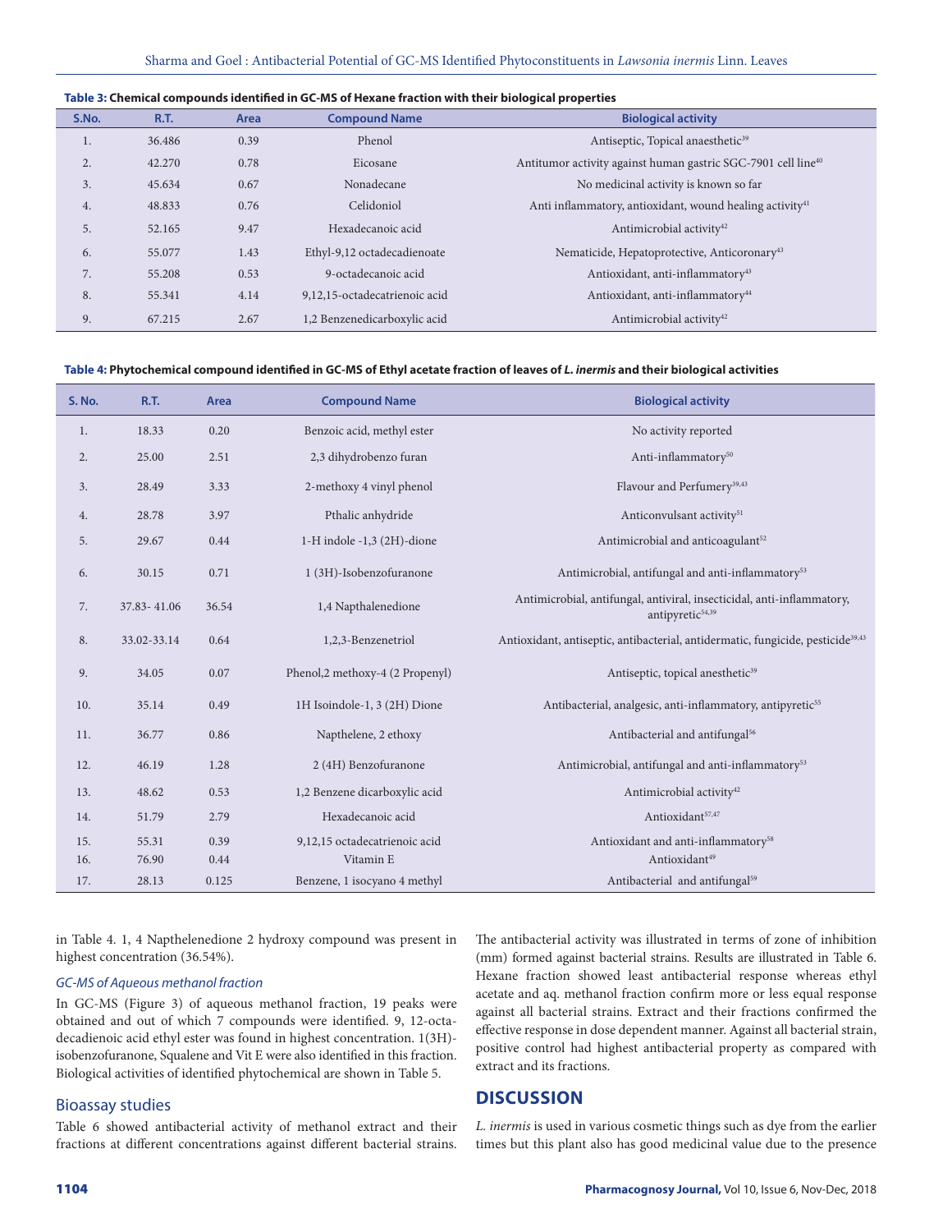**Table 3: Chemical compounds identified in GC-MS of Hexane fraction with their biological properties**

| S.No. | R.T. | Area | Compound Name | Biological activity |
|---|---|---|---|---|
| 1. | 36.486 | 0.39 | Phenol | Antiseptic, Topical anaesthetic[39] |
| 2. | 42.270 | 0.78 | Eicosane | Antitumor activity against human gastric SGC-7901 cell line[40] |
| 3. | 45.634 | 0.67 | Nonadecane | No medicinal activity is known so far |
| 4. | 48.833 | 0.76 | Celidoniol | Anti inflammatory, antioxidant, wound healing activity[41] |
| 5. | 52.165 | 9.47 | Hexadecanoic acid | Antimicrobial activity[42] |
| 6. | 55.077 | 1.43 | Ethyl-9,12 octadecadienoate | Nematicide, Hepatoprotective, Anticoronary[43] |
| 7. | 55.208 | 0.53 | 9-octadecanoic acid | Antioxidant, anti-inflammatory[43] |
| 8. | 55.341 | 4.14 | 9,12,15-octadecatrienoic acid | Antioxidant, anti-inflammatory[44] |
| 9. | 67.215 | 2.67 | 1,2 Benzenedicarboxylic acid | Antimicrobial activity[42] |

**Table 4: Phytochemical compound identified in GC-MS of Ethyl acetate fraction of leaves of *L. inermis* and their biological activities**

| S. No. | R.T. | Area | Compound Name | Biological activity |
|---|---|---|---|---|
| 1. | 18.33 | 0.20 | Benzoic acid, methyl ester | No activity reported |
| 2. | 25.00 | 2.51 | 2,3 dihydrobenzo furan | Anti-inflammatory[50] |
| 3. | 28.49 | 3.33 | 2-methoxy 4 vinyl phenol | Flavour and Perfumery[39,43] |
| 4. | 28.78 | 3.97 | Pthalic anhydride | Anticonvulsant activity[51] |
| 5. | 29.67 | 0.44 | 1-H indole -1,3 (2H)-dione | Antimicrobial and anticoagulant[52] |
| 6. | 30.15 | 0.71 | 1 (3H)-Isobenzofuranone | Antimicrobial, antifungal and anti-inflammatory[53] |
| 7. | 37.83- 41.06 | 36.54 | 1,4 Napthalenedione | Antimicrobial, antifungal, antiviral, insecticidal, anti-inflammatory, antipyretic[54,39] |
| 8. | 33.02-33.14 | 0.64 | 1,2,3-Benzenetriol | Antioxidant, antiseptic, antibacterial, antidermatic, fungicide, pesticide[39,43] |
| 9. | 34.05 | 0.07 | Phenol,2 methoxy-4 (2 Propenyl) | Antiseptic, topical anesthetic[39] |
| 10. | 35.14 | 0.49 | 1H Isoindole-1, 3 (2H) Dione | Antibacterial, analgesic, anti-inflammatory, antipyretic[55] |
| 11. | 36.77 | 0.86 | Napthelene, 2 ethoxy | Antibacterial and antifungal[56] |
| 12. | 46.19 | 1.28 | 2 (4H) Benzofuranone | Antimicrobial, antifungal and anti-inflammatory[53] |
| 13. | 48.62 | 0.53 | 1,2 Benzene dicarboxylic acid | Antimicrobial activity[42] |
| 14. | 51.79 | 2.79 | Hexadecanoic acid | Antioxidant[57,47] |
| 15. | 55.31 | 0.39 | 9,12,15 octadecatrienoic acid | Antioxidant and anti-inflammatory[58] |
| 16. | 76.90 | 0.44 | Vitamin E | Antioxidant[49] |
| 17. | 28.13 | 0.125 | Benzene, 1 isocyano 4 methyl | Antibacterial and antifungal[59] |

in Table 4. 1, 4 Napthelenedione 2 hydroxy compound was present in highest concentration (36.54%).

### *GC-MS of Aqueous methanol fraction*

In GC-MS (Figure 3) of aqueous methanol fraction, 19 peaks were obtained and out of which 7 compounds were identified. 9, 12-octadecadienoic acid ethyl ester was found in highest concentration. 1(3H)-isobenzofuranone, Squalene and Vit E were also identified in this fraction. Biological activities of identified phytochemical are shown in Table 5.

## Bioassay studies

Table 6 showed antibacterial activity of methanol extract and their fractions at different concentrations against different bacterial strains. The antibacterial activity was illustrated in terms of zone of inhibition (mm) formed against bacterial strains. Results are illustrated in Table 6. Hexane fraction showed least antibacterial response whereas ethyl acetate and aq. methanol fraction confirm more or less equal response against all bacterial strains. Extract and their fractions confirmed the effective response in dose dependent manner. Against all bacterial strain, positive control had highest antibacterial property as compared with extract and its fractions.

## DISCUSSION

*L. inermis* is used in various cosmetic things such as dye from the earlier times but this plant also has good medicinal value due to the presence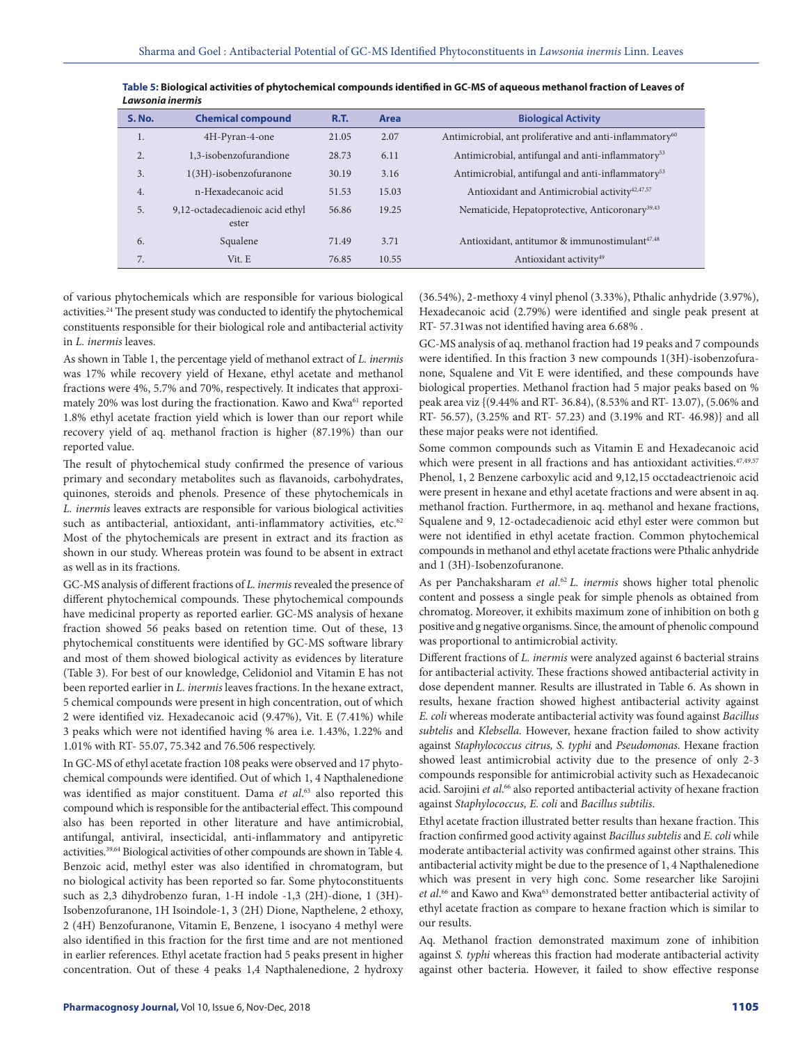**Table 5: Biological activities of phytochemical compounds identified in GC-MS of aqueous methanol fraction of Leaves of *Lawsonia inermis***

| S. No. | Chemical compound | R.T. | Area | Biological Activity |
|---|---|---|---|---|
| 1. | 4H-Pyran-4-one | 21.05 | 2.07 | Antimicrobial, ant proliferative and anti-inflammatory[60] |
| 2. | 1,3-isobenzofurandione | 28.73 | 6.11 | Antimicrobial, antifungal and anti-inflammatory[53] |
| 3. | 1(3H)-isobenzofuranone | 30.19 | 3.16 | Antimicrobial, antifungal and anti-inflammatory[53] |
| 4. | n-Hexadecanoic acid | 51.53 | 15.03 | Antioxidant and Antimicrobial activity[42,47,57] |
| 5. | 9,12-octadecadienoic acid ethyl ester | 56.86 | 19.25 | Nematicide, Hepatoprotective, Anticoronary[39,43] |
| 6. | Squalene | 71.49 | 3.71 | Antioxidant, antitumor & immunostimulant[47,48] |
| 7. | Vit. E | 76.85 | 10.55 | Antioxidant activity[49] |

of various phytochemicals which are responsible for various biological activities.[24] The present study was conducted to identify the phytochemical constituents responsible for their biological role and antibacterial activity in *L. inermis* leaves.

As shown in Table 1, the percentage yield of methanol extract of *L. inermis* was 17% while recovery yield of Hexane, ethyl acetate and methanol fractions were 4%, 5.7% and 70%, respectively. It indicates that approximately 20% was lost during the fractionation. Kawo and Kwa[61] reported 1.8% ethyl acetate fraction yield which is lower than our report while recovery yield of aq. methanol fraction is higher (87.19%) than our reported value.

The result of phytochemical study confirmed the presence of various primary and secondary metabolites such as flavanoids, carbohydrates, quinones, steroids and phenols. Presence of these phytochemicals in *L. inermis* leaves extracts are responsible for various biological activities such as antibacterial, antioxidant, anti-inflammatory activities, etc.[62] Most of the phytochemicals are present in extract and its fraction as shown in our study. Whereas protein was found to be absent in extract as well as in its fractions.

GC-MS analysis of different fractions of *L. inermis* revealed the presence of different phytochemical compounds. These phytochemical compounds have medicinal property as reported earlier. GC-MS analysis of hexane fraction showed 56 peaks based on retention time. Out of these, 13 phytochemical constituents were identified by GC-MS software library and most of them showed biological activity as evidences by literature (Table 3). For best of our knowledge, Celidoniol and Vitamin E has not been reported earlier in *L. inermis* leaves fractions. In the hexane extract, 5 chemical compounds were present in high concentration, out of which 2 were identified viz. Hexadecanoic acid (9.47%), Vit. E (7.41%) while 3 peaks which were not identified having % area i.e. 1.43%, 1.22% and 1.01% with RT- 55.07, 75.342 and 76.506 respectively.

In GC-MS of ethyl acetate fraction 108 peaks were observed and 17 phytochemical compounds were identified. Out of which 1, 4 Napthalenedione was identified as major constituent. Dama *et al.*[63] also reported this compound which is responsible for the antibacterial effect. This compound also has been reported in other literature and have antimicrobial, antifungal, antiviral, insecticidal, anti-inflammatory and antipyretic activities.[39,64] Biological activities of other compounds are shown in Table 4. Benzoic acid, methyl ester was also identified in chromatogram, but no biological activity has been reported so far. Some phytoconstituents such as 2,3 dihydrobenzo furan, 1-H indole -1,3 (2H)-dione, 1 (3H)-Isobenzofuranone, 1H Isoindole-1, 3 (2H) Dione, Napthelene, 2 ethoxy, 2 (4H) Benzofuranone, Vitamin E, Benzene, 1 isocyano 4 methyl were also identified in this fraction for the first time and are not mentioned in earlier references. Ethyl acetate fraction had 5 peaks present in higher concentration. Out of these 4 peaks 1,4 Napthalenedione, 2 hydroxy (36.54%), 2-methoxy 4 vinyl phenol (3.33%), Pthalic anhydride (3.97%), Hexadecanoic acid (2.79%) were identified and single peak present at RT- 57.31was not identified having area 6.68% .

GC-MS analysis of aq. methanol fraction had 19 peaks and 7 compounds were identified. In this fraction 3 new compounds 1(3H)-isobenzofuranone, Squalene and Vit E were identified, and these compounds have biological properties. Methanol fraction had 5 major peaks based on % peak area viz {(9.44% and RT- 36.84), (8.53% and RT- 13.07), (5.06% and RT- 56.57), (3.25% and RT- 57.23) and (3.19% and RT- 46.98)} and all these major peaks were not identified.

Some common compounds such as Vitamin E and Hexadecanoic acid which were present in all fractions and has antioxidant activities.[47,49,57] Phenol, 1, 2 Benzene carboxylic acid and 9,12,15 occtadeactrienoic acid were present in hexane and ethyl acetate fractions and were absent in aq. methanol fraction. Furthermore, in aq. methanol and hexane fractions, Squalene and 9, 12-octadecadienoic acid ethyl ester were common but were not identified in ethyl acetate fraction. Common phytochemical compounds in methanol and ethyl acetate fractions were Pthalic anhydride and 1 (3H)-Isobenzofuranone.

As per Panchaksharam *et al.*[62] *L. inermis* shows higher total phenolic content and possess a single peak for simple phenols as obtained from chromatog. Moreover, it exhibits maximum zone of inhibition on both g positive and g negative organisms. Since, the amount of phenolic compound was proportional to antimicrobial activity.

Different fractions of *L. inermis* were analyzed against 6 bacterial strains for antibacterial activity. These fractions showed antibacterial activity in dose dependent manner. Results are illustrated in Table 6. As shown in results, hexane fraction showed highest antibacterial activity against *E. coli* whereas moderate antibacterial activity was found against *Bacillus subtelis* and *Klebsella.* However, hexane fraction failed to show activity against *Staphylococcus citrus, S. typhi* and *Pseudomonas*. Hexane fraction showed least antimicrobial activity due to the presence of only 2-3 compounds responsible for antimicrobial activity such as Hexadecanoic acid. Sarojini *et al.*[66] also reported antibacterial activity of hexane fraction against *Staphylococcus, E. coli* and *Bacillus subtilis*.

Ethyl acetate fraction illustrated better results than hexane fraction. This fraction confirmed good activity against *Bacillus subtelis* and *E. coli* while moderate antibacterial activity was confirmed against other strains. This antibacterial activity might be due to the presence of 1, 4 Napthalenedione which was present in very high conc. Some researcher like Sarojini *et al.*[66] and Kawo and Kwa[63] demonstrated better antibacterial activity of ethyl acetate fraction as compare to hexane fraction which is similar to our results.

Aq. Methanol fraction demonstrated maximum zone of inhibition against *S. typhi* whereas this fraction had moderate antibacterial activity against other bacteria. However, it failed to show effective response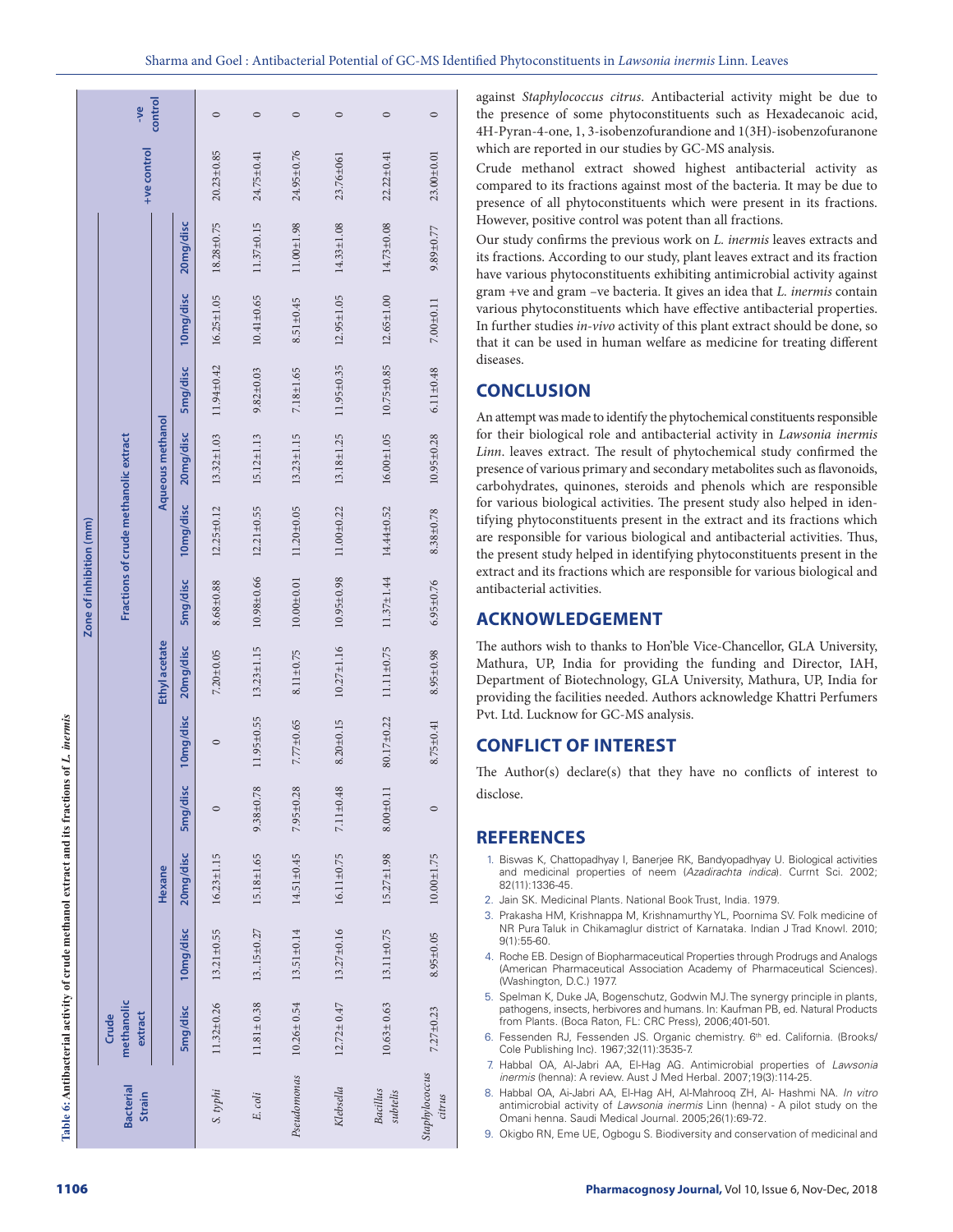**Table 6: Antibacterial activity of crude methanol extract and its fractions of *L. inermis***

| Bacterial Strain | Zone of inhibition (mm) | | | | | | | | | | | | | |
|---|---|---|---|---|---|---|---|---|---|---|---|---|---|---|
| | Crude methanolic extract | | Fractions of crude methanolic extract | | | | | | | | | | +ve control | -ve control |
| | | | Hexane | | | Ethyl acetate | | | Aqueous methanol | | | | | |
| | 5mg/disc | 10mg/disc | 20mg/disc | 5mg/disc | 10mg/disc | 20mg/disc | 5mg/disc | 10mg/disc | 20mg/disc | 5mg/disc | 10mg/disc | 20mg/disc | | |
| *S. typhi* | 11.32±0.26 | 13.21±0.55 | 16.23±1.15 | 0 | 0 | 7.20±0.05 | 8.68±0.88 | 12.25±0.12 | 13.32±1.03 | 11.94±0.42 | 16.25±1.05 | 18.28±0.75 | 20.23±0.85 | 0 |
| *E. coli* | 11.81± 0.38 | 13..15±0.27 | 15.18±1.65 | 9.38±0.78 | 11.95±0.55 | 13.23±1.15 | 10.98±0.66 | 12.21±0.55 | 15.12±1.13 | 9.82±0.03 | 10.41±0.65 | 11.37±0.15 | 24.75±0.41 | 0 |
| *Pseudomonas* | 10.26± 0.54 | 13.51±0.14 | 14.51±0.45 | 7.95±0.28 | 7.77±0.65 | 8.11±0.75 | 10.00±0.01 | 11.20±0.05 | 13.23±1.15 | 7.18±1.65 | 8.51±0.45 | 11.00±1.98 | 24.95±0.76 | 0 |
| *Klebsella* | 12.72± 0.47 | 13.27±0.16 | 16.11±0.75 | 7.11±0.48 | 8.20±0.15 | 10.27±1.16 | 10.95±0.98 | 11.00±0.22 | 13.18±1.25 | 11.95±0.35 | 12.95±1.05 | 14.33±1.08 | 23.76±061 | 0 |
| *Bacillus subtelis* | 10.63± 0.63 | 13.11±0.75 | 15.27±1.98 | 8.00±0.11 | 80.17±0.22 | 11.11±0.75 | 11.37±1.44 | 14.44±0.52 | 16.00±1.05 | 10.75±0.85 | 12.65±1.00 | 14.73±0.08 | 22.22±0.41 | 0 |
| *Staphylococcus citrus* | 7.27±0.23 | 8.95±0.05 | 10.00±1.75 | 0 | 8.75±0.41 | 8.95±0.98 | 6.95±0.76 | 8.38±0.78 | 10.95±0.28 | 6.11±0.48 | 7.00±0.11 | 9.89±0.77 | 23.00±0.01 | 0 |

against *Staphylococcus citrus*. Antibacterial activity might be due to the presence of some phytoconstituents such as Hexadecanoic acid, 4H-Pyran-4-one, 1, 3-isobenzofurandione and 1(3H)-isobenzofuranone which are reported in our studies by GC-MS analysis.

Crude methanol extract showed highest antibacterial activity as compared to its fractions against most of the bacteria. It may be due to presence of all phytoconstituents which were present in its fractions. However, positive control was potent than all fractions.

Our study confirms the previous work on *L. inermis* leaves extracts and its fractions. According to our study, plant leaves extract and its fraction have various phytoconstituents exhibiting antimicrobial activity against gram +ve and gram –ve bacteria. It gives an idea that *L. inermis* contain various phytoconstituents which have effective antibacterial properties. In further studies *in-vivo* activity of this plant extract should be done, so that it can be used in human welfare as medicine for treating different diseases.

## CONCLUSION

An attempt was made to identify the phytochemical constituents responsible for their biological role and antibacterial activity in *Lawsonia inermis Linn*. leaves extract. The result of phytochemical study confirmed the presence of various primary and secondary metabolites such as flavonoids, carbohydrates, quinones, steroids and phenols which are responsible for various biological activities. The present study also helped in identifying phytoconstituents present in the extract and its fractions which are responsible for various biological and antibacterial activities. Thus, the present study helped in identifying phytoconstituents present in the extract and its fractions which are responsible for various biological and antibacterial activities.

## ACKNOWLEDGEMENT

The authors wish to thanks to Hon'ble Vice-Chancellor, GLA University, Mathura, UP, India for providing the funding and Director, IAH, Department of Biotechnology, GLA University, Mathura, UP, India for providing the facilities needed. Authors acknowledge Khattri Perfumers Pvt. Ltd. Lucknow for GC-MS analysis.

## CONFLICT OF INTEREST

The Author(s) declare(s) that they have no conflicts of interest to disclose.

## REFERENCES

1. Biswas K, Chattopadhyay I, Banerjee RK, Bandyopadhyay U. Biological activities and medicinal properties of neem (*Azadirachta indica*). Currnt Sci. 2002; 82(11):1336-45.
2. Jain SK. Medicinal Plants. National Book Trust, India. 1979.
3. Prakasha HM, Krishnappa M, Krishnamurthy YL, Poornima SV. Folk medicine of NR Pura Taluk in Chikamaglur district of Karnataka. Indian J Trad Knowl. 2010; 9(1):55-60.
4. Roche EB. Design of Biopharmaceutical Properties through Prodrugs and Analogs (American Pharmaceutical Association Academy of Pharmaceutical Sciences). (Washington, D.C.) 1977.
5. Spelman K, Duke JA, Bogenschutz, Godwin MJ. The synergy principle in plants, pathogens, insects, herbivores and humans. In: Kaufman PB, ed. Natural Products from Plants. (Boca Raton, FL: CRC Press), 2006;401-501.
6. Fessenden RJ, Fessenden JS. Organic chemistry. 6th ed. California. (Brooks/ Cole Publishing Inc). 1967;32(11):3535-7.
7. Habbal OA, Al-Jabri AA, El-Hag AG. Antimicrobial properties of *Lawsonia inermis* (henna): A review. Aust J Med Herbal. 2007;19(3):114-25.
8. Habbal OA, Ai-Jabri AA, El-Hag AH, Al-Mahrooq ZH, Al- Hashmi NA. *In vitro* antimicrobial activity of *Lawsonia inermis* Linn (henna) - A pilot study on the Omani henna. Saudi Medical Journal. 2005;26(1):69-72.
9. Okigbo RN, Eme UE, Ogbogu S. Biodiversity and conservation of medicinal and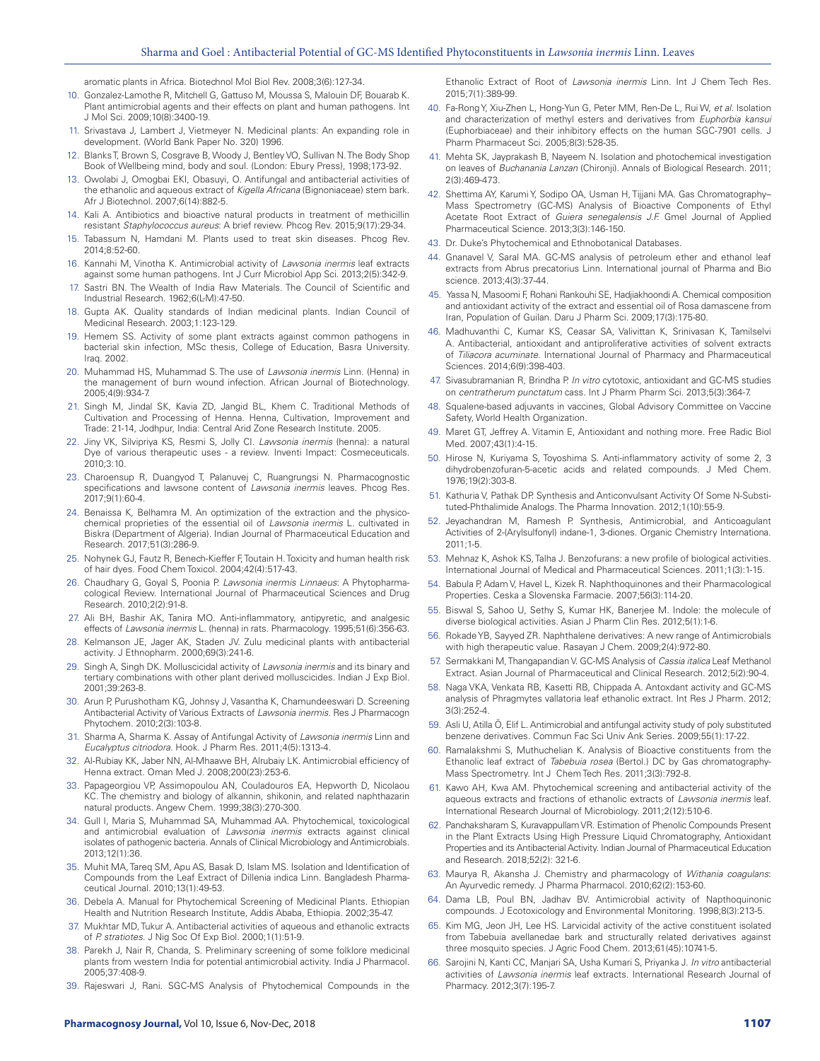aromatic plants in Africa. Biotechnol Mol Biol Rev. 2008;3(6):127-34.

10. Gonzalez-Lamothe R, Mitchell G, Gattuso M, Moussa S, Malouin DF, Bouarab K. Plant antimicrobial agents and their effects on plant and human pathogens. Int J Mol Sci. 2009;10(8):3400-19.
11. Srivastava J, Lambert J, Vietmeyer N. Medicinal plants: An expanding role in development. (World Bank Paper No. 320) 1996.
12. Blanks T, Brown S, Cosgrave B, Woody J, Bentley VO, Sullivan N. The Body Shop Book of Wellbeing mind, body and soul. (London: Ebury Press), 1998;173-92.
13. Owolabi J, Omogbai EKI, Obasuyi, O. Antifungal and antibacterial activities of the ethanolic and aqueous extract of *Kigella Africana* (Bignoniaceae) stem bark. Afr J Biotechnol. 2007;6(14):882-5.
14. Kali A. Antibiotics and bioactive natural products in treatment of methicillin resistant *Staphylococcus aureus*: A brief review. Phcog Rev. 2015;9(17):29-34.
15. Tabassum N, Hamdani M. Plants used to treat skin diseases. Phcog Rev. 2014;8:52-60.
16. Kannahi M, Vinotha K. Antimicrobial activity of *Lawsonia inermis* leaf extracts against some human pathogens. Int J Curr Microbiol App Sci. 2013;2(5):342-9.
17. Sastri BN. The Wealth of India Raw Materials. The Council of Scientific and Industrial Research. 1962;6(L-M):47-50.
18. Gupta AK. Quality standards of Indian medicinal plants. Indian Council of Medicinal Research. 2003;1:123-129.
19. Hemem SS. Activity of some plant extracts against common pathogens in bacterial skin infection, MSc thesis, College of Education, Basra University. Iraq. 2002.
20. Muhammad HS, Muhammad S. The use of *Lawsonia inermis* Linn. (Henna) in the management of burn wound infection. African Journal of Biotechnology. 2005;4(9):934-7.
21. Singh M, Jindal SK, Kavia ZD, Jangid BL, Khem C. Traditional Methods of Cultivation and Processing of Henna. Henna, Cultivation, Improvement and Trade: 21-14, Jodhpur, India: Central Arid Zone Research Institute. 2005.
22. Jiny VK, Silvipriya KS, Resmi S, Jolly CI. *Lawsonia inermis* (henna): a natural Dye of various therapeutic uses - a review. Inventi Impact: Cosmeceuticals. 2010;3:10.
23. Charoensup R, Duangyod T, Palanuvej C, Ruangrungsi N. Pharmacognostic specifications and lawsone content of *Lawsonia inermis* leaves. Phcog Res. 2017;9(1):60-4.
24. Benaissa K, Belhamra M. An optimization of the extraction and the physico-chemical proprieties of the essential oil of *Lawsonia inermis* L. cultivated in Biskra (Department of Algeria). Indian Journal of Pharmaceutical Education and Research. 2017;51(3):286-9.
25. Nohynek GJ, Fautz R, Benech-Kieffer F, Toutain H. Toxicity and human health risk of hair dyes. Food Chem Toxicol. 2004;42(4):517-43.
26. Chaudhary G, Goyal S, Poonia P. *Lawsonia inermis Linnaeus*: A Phytopharmacological Review. International Journal of Pharmaceutical Sciences and Drug Research. 2010;2(2):91-8.
27. Ali BH, Bashir AK, Tanira MO. Anti-inflammatory, antipyretic, and analgesic effects of *Lawsonia inermis* L. (henna) in rats. Pharmacology. 1995;51(6):356-63.
28. Kelmanson JE, Jager AK, Staden JV. Zulu medicinal plants with antibacterial activity. J Ethnopharm. 2000;69(3):241-6.
29. Singh A, Singh DK. Molluscicidal activity of *Lawsonia inermis* and its binary and tertiary combinations with other plant derived molluscicides. Indian J Exp Biol. 2001;39:263-8.
30. Arun P, Purushotham KG, Johnsy J, Vasantha K, Chamundeeswari D. Screening Antibacterial Activity of Various Extracts of *Lawsonia inermis*. Res J Pharmacogn Phytochem. 2010;2(3):103-8.
31. Sharma A, Sharma K. Assay of Antifungal Activity of *Lawsonia inermis* Linn and *Eucalyptus citriodora*. Hook. J Pharm Res. 2011;4(5):1313-4.
32. Al-Rubaiy KK, Jaber NN, Al-Mhaawe BH, Alrubaiy LK. Antimicrobial efficiency of Henna extract. Oman Med J. 2008;200(23):253-6.
33. Papageorgiou VP, Assimopoulou AN, Couladouros EA, Hepworth D, Nicolaou KC. The chemistry and biology of alkannin, shikonin, and related naphthazarin natural products. Angew Chem. 1999;38(3):270-300.
34. Gull I, Maria S, Muhammad SA, Muhammad AA. Phytochemical, toxicological and antimicrobial evaluation of *Lawsonia inermis* extracts against clinical isolates of pathogenic bacteria. Annals of Clinical Microbiology and Antimicrobials. 2013;12(1):36.
35. Muhit MA, Tareq SM, Apu AS, Basak D, Islam MS. Isolation and Identification of Compounds from the Leaf Extract of Dillenia indica Linn. Bangladesh Pharmaceutical Journal. 2010;13(1):49-53.
36. Debela A. Manual for Phytochemical Screening of Medicinal Plants. Ethiopian Health and Nutrition Research Institute, Addis Ababa, Ethiopia. 2002;35-47.
37. Mukhtar MD, Tukur A. Antibacterial activities of aqueous and ethanolic extracts of *P. stratiotes*. J Nig Soc Of Exp Biol. 2000;1(1):51-9.
38. Parekh J, Nair R, Chanda, S. Preliminary screening of some folklore medicinal plants from western India for potential antimicrobial activity. India J Pharmacol. 2005;37:408-9.
39. Rajeswari J, Rani. SGC-MS Analysis of Phytochemical Compounds in the Ethanolic Extract of Root of *Lawsonia inermis* Linn. Int J Chem Tech Res. 2015;7(1):389-99.
40. Fa-Rong Y, Xiu-Zhen L, Hong-Yun G, Peter MM, Ren-De L, Rui W, *et al*. Isolation and characterization of methyl esters and derivatives from *Euphorbia kansui* (Euphorbiaceae) and their inhibitory effects on the human SGC-7901 cells. J Pharm Pharmaceut Sci. 2005;8(3):528-35.
41. Mehta SK, Jayprakash B, Nayeem N. Isolation and photochemical investigation on leaves of *Buchanania Lanzan* (Chironji). Annals of Biological Research. 2011; 2(3):469-473.
42. Shettima AY, Karumi Y, Sodipo OA, Usman H, Tijjani MA. Gas Chromatography–Mass Spectrometry (GC-MS) Analysis of Bioactive Components of Ethyl Acetate Root Extract of *Guiera senegalensis J.F.* Gmel Journal of Applied Pharmaceutical Science. 2013;3(3):146-150.
43. Dr. Duke's Phytochemical and Ethnobotanical Databases.
44. Gnanavel V, Saral MA. GC-MS analysis of petroleum ether and ethanol leaf extracts from Abrus precatorius Linn. International journal of Pharma and Bio science. 2013;4(3):37-44.
45. Yassa N, Masoomi F, Rohani Rankouhi SE, Hadjiakhoondi A. Chemical composition and antioxidant activity of the extract and essential oil of Rosa damascene from Iran, Population of Guilan. Daru J Pharm Sci. 2009;17(3):175-80.
46. Madhuvanthi C, Kumar KS, Ceasar SA, Valivittan K, Srinivasan K, Tamilselvi A. Antibacterial, antioxidant and antiproliferative activities of solvent extracts of *Tiliacora acuminate*. International Journal of Pharmacy and Pharmaceutical Sciences. 2014;6(9):398-403.
47. Sivasubramanian R, Brindha P. *In vitro* cytotoxic, antioxidant and GC-MS studies on *centratherum punctatum* cass. Int J Pharm Pharm Sci. 2013;5(3):364-7.
48. Squalene-based adjuvants in vaccines, Global Advisory Committee on Vaccine Safety, World Health Organization.
49. Maret GT, Jeffrey A. Vitamin E, Antioxidant and nothing more. Free Radic Biol Med. 2007;43(1):4-15.
50. Hirose N, Kuriyama S, Toyoshima S. Anti-inflammatory activity of some 2, 3 dihydrobenzofuran-5-acetic acids and related compounds. J Med Chem. 1976;19(2):303-8.
51. Kathuria V, Pathak DP. Synthesis and Anticonvulsant Activity Of Some N-Substituted-Phthalimide Analogs. The Pharma Innovation. 2012;1(10):55-9.
52. Jeyachandran M, Ramesh P. Synthesis, Antimicrobial, and Anticoagulant Activities of 2-(Arylsulfonyl) indane-1, 3-diones. Organic Chemistry Internationa. 2011;1-5.
53. Mehnaz K, Ashok KS, Talha J. Benzofurans: a new profile of biological activities. International Journal of Medical and Pharmaceutical Sciences. 2011;1(3):1-15.
54. Babula P, Adam V, Havel L, Kizek R. Naphthoquinones and their Pharmacological Properties. Ceska a Slovenska Farmacie. 2007;56(3):114-20.
55. Biswal S, Sahoo U, Sethy S, Kumar HK, Banerjee M. Indole: the molecule of diverse biological activities. Asian J Pharm Clin Res. 2012;5(1):1-6.
56. Rokade YB, Sayyed ZR. Naphthalene derivatives: A new range of Antimicrobials with high therapeutic value. Rasayan J Chem. 2009;2(4):972-80.
57. Sermakkani M, Thangapandian V. GC-MS Analysis of *Cassia italica* Leaf Methanol Extract. Asian Journal of Pharmaceutical and Clinical Research. 2012;5(2):90-4.
58. Naga VKA, Venkata RB, Kasetti RB, Chippada A. Antoxdant activity and GC-MS analysis of Phragmytes vallatoria leaf ethanolic extract. Int Res J Pharm. 2012; 3(3):252-4.
59. Asli U, Atilla Ö, Elif L. Antimicrobial and antifungal activity study of poly substituted benzene derivatives. Commun Fac Sci Univ Ank Series. 2009;55(1):17-22.
60. Ramalakshmi S, Muthuchelian K. Analysis of Bioactive constituents from the Ethanolic leaf extract of *Tabebuia rosea* (Bertol.) DC by Gas chromatography-Mass Spectrometry. Int J Chem Tech Res. 2011;3(3):792-8.
61. Kawo AH, Kwa AM. Phytochemical screening and antibacterial activity of the aqueous extracts and fractions of ethanolic extracts of *Lawsonia inermis* leaf. International Research Journal of Microbiology. 2011;2(12):510-6.
62. Panchaksharam S, Kuravappullam VR. Estimation of Phenolic Compounds Present in the Plant Extracts Using High Pressure Liquid Chromatography, Antioxidant Properties and its Antibacterial Activity. Indian Journal of Pharmaceutical Education and Research. 2018;52(2): 321-6.
63. Maurya R, Akansha J. Chemistry and pharmacology of *Withania coagulans*: An Ayurvedic remedy. J Pharma Pharmacol. 2010;62(2):153-60.
64. Dama LB, Poul BN, Jadhav BV. Antimicrobial activity of Napthoquinonic compounds. J Ecotoxicology and Environmental Monitoring. 1998;8(3):213-5.
65. Kim MG, Jeon JH, Lee HS. Larvicidal activity of the active constituent isolated from Tabebuia avellanedae bark and structurally related derivatives against three mosquito species. J Agric Food Chem. 2013;61(45):10741-5.
66. Sarojini N, Kanti CC, Manjari SA, Usha Kumari S, Priyanka J. *In vitro* antibacterial activities of *Lawsonia inermis* leaf extracts. International Research Journal of Pharmacy. 2012;3(7):195-7.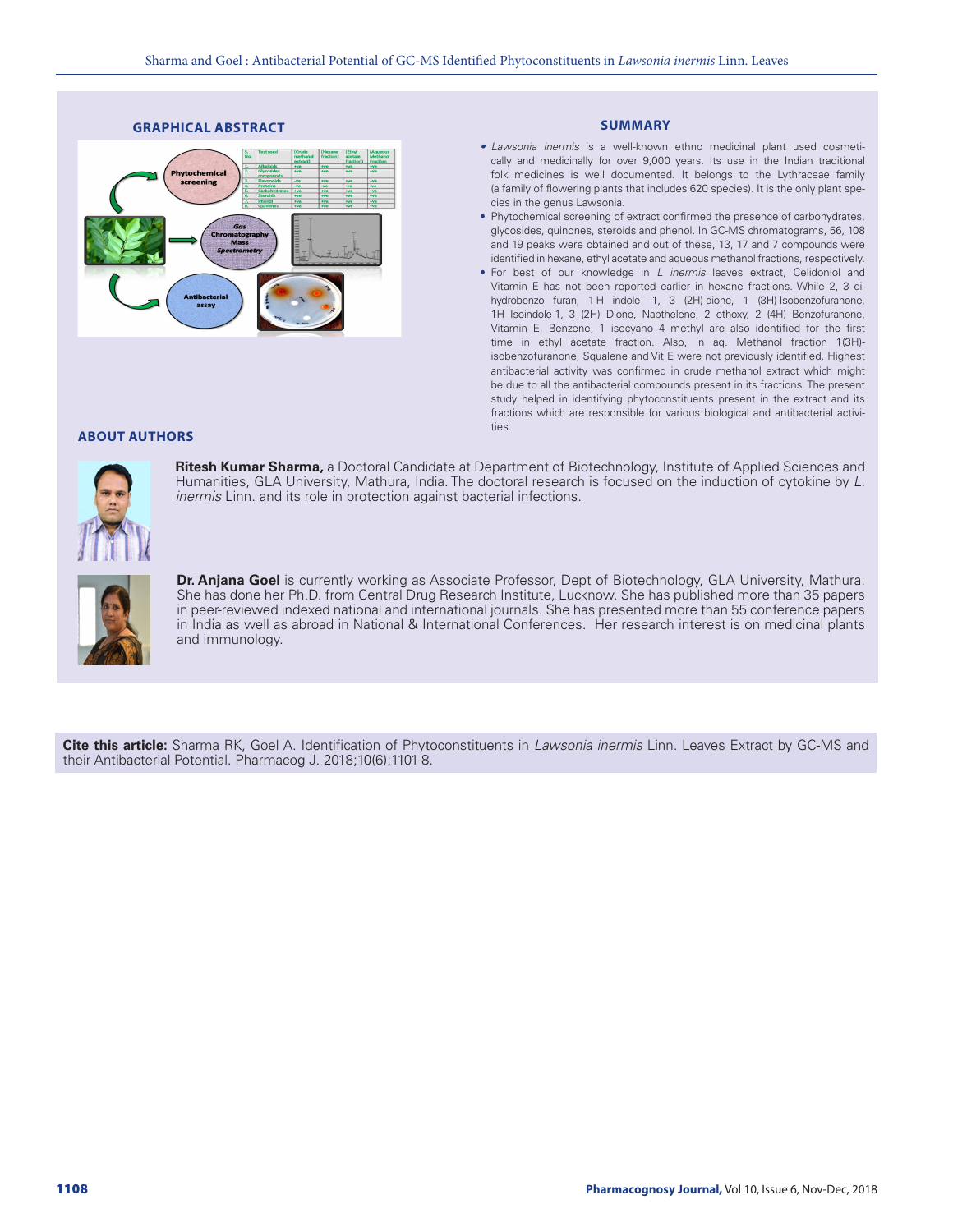## GRAPHICAL ABSTRACT

Phytochemical screening

Gas Chromatography Mass Spectrometry

Antibacterial assay

## SUMMARY

- *Lawsonia inermis* is a well-known ethno medicinal plant used cosmetically and medicinally for over 9,000 years. Its use in the Indian traditional folk medicines is well documented. It belongs to the Lythraceae family (a family of flowering plants that includes 620 species). It is the only plant species in the genus Lawsonia.
- Phytochemical screening of extract confirmed the presence of carbohydrates, glycosides, quinones, steroids and phenol. In GC-MS chromatograms, 56, 108 and 19 peaks were obtained and out of these, 13, 17 and 7 compounds were identified in hexane, ethyl acetate and aqueous methanol fractions, respectively.
- For best of our knowledge in *L inermis* leaves extract, Celidoniol and Vitamin E has not been reported earlier in hexane fractions. While 2, 3 dihydrobenzo furan, 1-H indole -1, 3 (2H)-dione, 1 (3H)-Isobenzofuranone, 1H Isoindole-1, 3 (2H) Dione, Napthelene, 2 ethoxy, 2 (4H) Benzofuranone, Vitamin E, Benzene, 1 isocyano 4 methyl are also identified for the first time in ethyl acetate fraction. Also, in aq. Methanol fraction 1(3H)-isobenzofuranone, Squalene and Vit E were not previously identified. Highest antibacterial activity was confirmed in crude methanol extract which might be due to all the antibacterial compounds present in its fractions. The present study helped in identifying phytoconstituents present in the extract and its fractions which are responsible for various biological and antibacterial activities.

## ABOUT AUTHORS

**Ritesh Kumar Sharma,** a Doctoral Candidate at Department of Biotechnology, Institute of Applied Sciences and Humanities, GLA University, Mathura, India. The doctoral research is focused on the induction of cytokine by *L. inermis* Linn. and its role in protection against bacterial infections.

**Dr. Anjana Goel** is currently working as Associate Professor, Dept of Biotechnology, GLA University, Mathura. She has done her Ph.D. from Central Drug Research Institute, Lucknow. She has published more than 35 papers in peer-reviewed indexed national and international journals. She has presented more than 55 conference papers in India as well as abroad in National & International Conferences. Her research interest is on medicinal plants and immunology.

**Cite this article:** Sharma RK, Goel A. Identification of Phytoconstituents in *Lawsonia inermis* Linn. Leaves Extract by GC-MS and their Antibacterial Potential. Pharmacog J. 2018;10(6):1101-8.